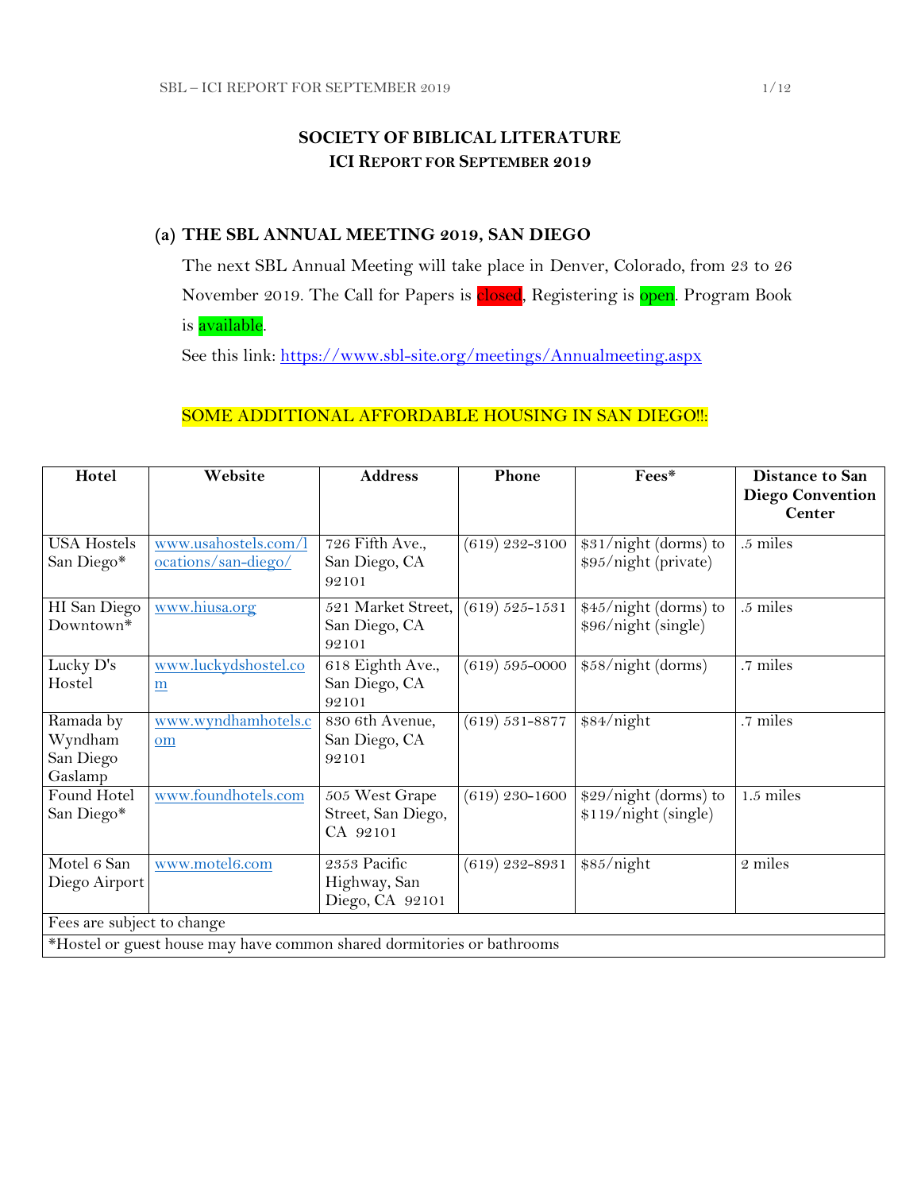# SOCIETY OF BIBLICAL LITERATURE
## ICI REPORT FOR SEPTEMBER 2019

### (a) THE SBL ANNUAL MEETING 2019, SAN DIEGO

The next SBL Annual Meeting will take place in Denver, Colorado, from 23 to 26 November 2019. The Call for Papers is closed, Registering is open. Program Book is available.

See this link: https://www.sbl-site.org/meetings/Annualmeeting.aspx

SOME ADDITIONAL AFFORDABLE HOUSING IN SAN DIEGO!!:

| Hotel | Website | Address | Phone | Fees* | Distance to San Diego Convention Center |
|---|---|---|---|---|---|
| USA Hostels San Diego* | www.usahostels.com/locations/san-diego/ | 726 Fifth Ave., San Diego, CA 92101 | (619) 232-3100 | $31/night (dorms) to $95/night (private) | .5 miles |
| HI San Diego Downtown* | www.hiusa.org | 521 Market Street, San Diego, CA 92101 | (619) 525-1531 | $45/night (dorms) to $96/night (single) | .5 miles |
| Lucky D's Hostel | www.luckydshostel.com | 618 Eighth Ave., San Diego, CA 92101 | (619) 595-0000 | $58/night (dorms) | .7 miles |
| Ramada by Wyndham San Diego Gaslamp | www.wyndhamhotels.com | 830 6th Avenue, San Diego, CA 92101 | (619) 531-8877 | $84/night | .7 miles |
| Found Hotel San Diego* | www.foundhotels.com | 505 West Grape Street, San Diego, CA 92101 | (619) 230-1600 | $29/night (dorms) to $119/night (single) | 1.5 miles |
| Motel 6 San Diego Airport | www.motel6.com | 2353 Pacific Highway, San Diego, CA 92101 | (619) 232-8931 | $85/night | 2 miles |
| Fees are subject to change | | | | | |
| *Hostel or guest house may have common shared dormitories or bathrooms | | | | | |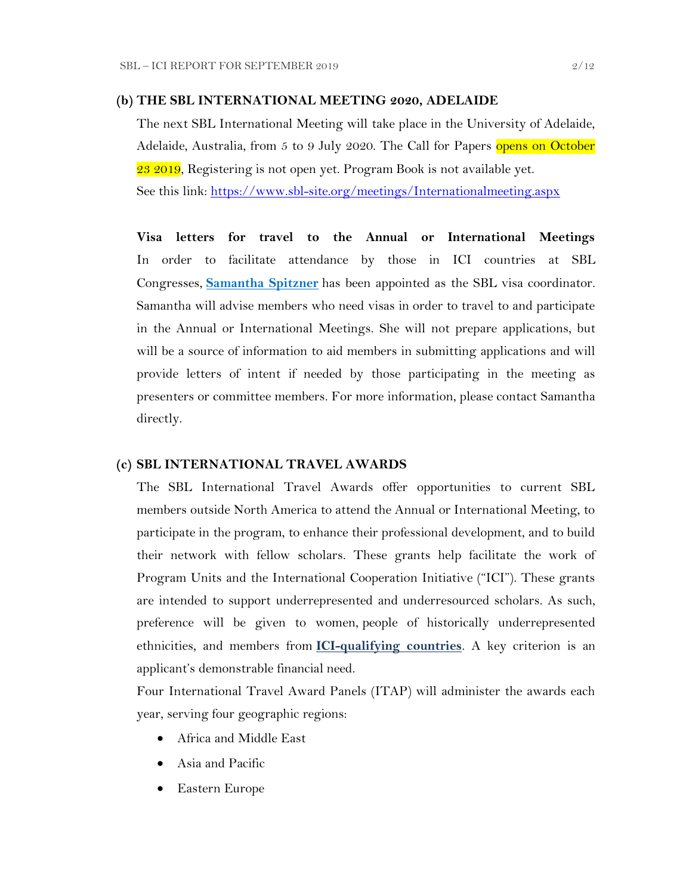### (b) THE SBL INTERNATIONAL MEETING 2020, ADELAIDE

The next SBL International Meeting will take place in the University of Adelaide, Adelaide, Australia, from 5 to 9 July 2020. The Call for Papers opens on October 23 2019, Registering is not open yet. Program Book is not available yet.
See this link: [https://www.sbl-site.org/meetings/Internationalmeeting.aspx](https://www.sbl-site.org/meetings/Internationalmeeting.aspx)

**Visa letters for travel to the Annual or International Meetings**
In order to facilitate attendance by those in ICI countries at SBL Congresses, **Samantha Spitzner** has been appointed as the SBL visa coordinator. Samantha will advise members who need visas in order to travel to and participate in the Annual or International Meetings. She will not prepare applications, but will be a source of information to aid members in submitting applications and will provide letters of intent if needed by those participating in the meeting as presenters or committee members. For more information, please contact Samantha directly.

### (c) SBL INTERNATIONAL TRAVEL AWARDS

The SBL International Travel Awards offer opportunities to current SBL members outside North America to attend the Annual or International Meeting, to participate in the program, to enhance their professional development, and to build their network with fellow scholars. These grants help facilitate the work of Program Units and the International Cooperation Initiative ("ICI"). These grants are intended to support underrepresented and underresourced scholars. As such, preference will be given to women, people of historically underrepresented ethnicities, and members from **ICI-qualifying countries**. A key criterion is an applicant's demonstrable financial need.

Four International Travel Award Panels (ITAP) will administer the awards each year, serving four geographic regions:

- Africa and Middle East
- Asia and Pacific
- Eastern Europe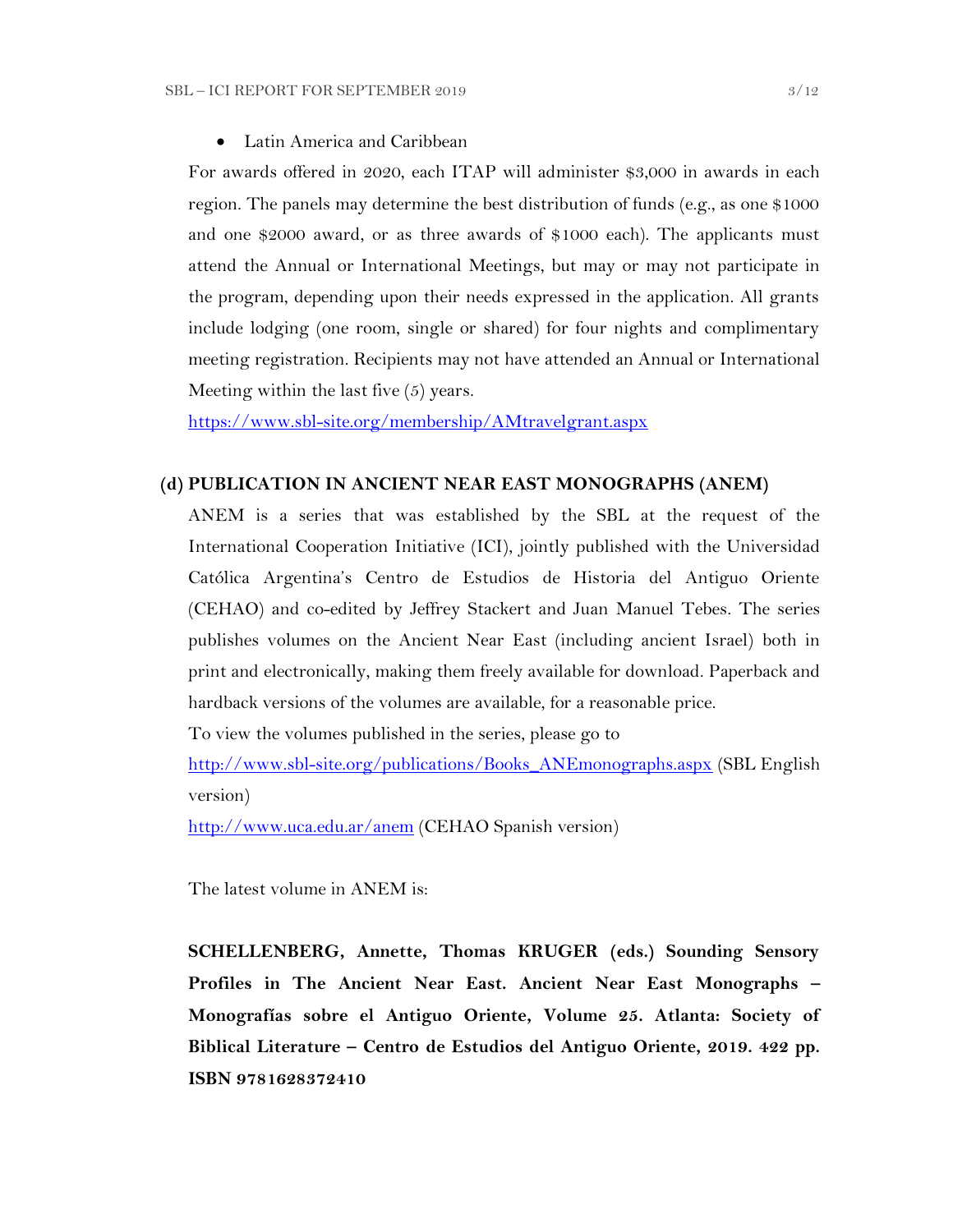- Latin America and Caribbean

For awards offered in 2020, each ITAP will administer $3,000 in awards in each region. The panels may determine the best distribution of funds (e.g., as one $1000 and one $2000 award, or as three awards of $1000 each). The applicants must attend the Annual or International Meetings, but may or may not participate in the program, depending upon their needs expressed in the application. All grants include lodging (one room, single or shared) for four nights and complimentary meeting registration. Recipients may not have attended an Annual or International Meeting within the last five (5) years.

https://www.sbl-site.org/membership/AMtravelgrant.aspx

### (d) PUBLICATION IN ANCIENT NEAR EAST MONOGRAPHS (ANEM)

ANEM is a series that was established by the SBL at the request of the International Cooperation Initiative (ICI), jointly published with the Universidad Católica Argentina's Centro de Estudios de Historia del Antiguo Oriente (CEHAO) and co-edited by Jeffrey Stackert and Juan Manuel Tebes. The series publishes volumes on the Ancient Near East (including ancient Israel) both in print and electronically, making them freely available for download. Paperback and hardback versions of the volumes are available, for a reasonable price.

To view the volumes published in the series, please go to

http://www.sbl-site.org/publications/Books_ANEmonographs.aspx (SBL English version)

http://www.uca.edu.ar/anem (CEHAO Spanish version)

The latest volume in ANEM is:

**SCHELLENBERG, Annette, Thomas KRUGER (eds.) Sounding Sensory Profiles in The Ancient Near East. Ancient Near East Monographs – Monografías sobre el Antiguo Oriente, Volume 25. Atlanta: Society of Biblical Literature – Centro de Estudios del Antiguo Oriente, 2019. 422 pp. ISBN 9781628372410**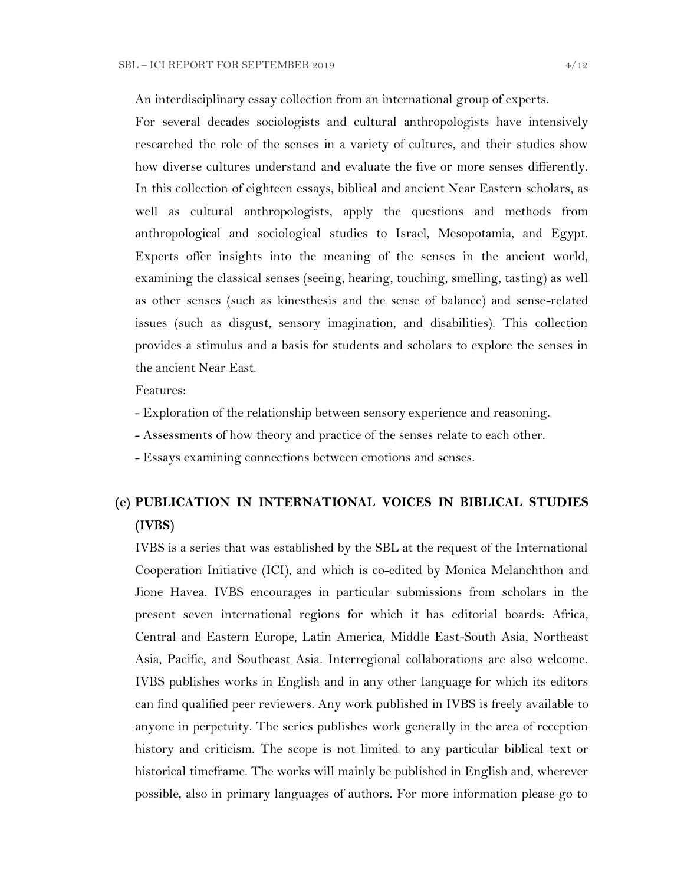An interdisciplinary essay collection from an international group of experts.

For several decades sociologists and cultural anthropologists have intensively researched the role of the senses in a variety of cultures, and their studies show how diverse cultures understand and evaluate the five or more senses differently. In this collection of eighteen essays, biblical and ancient Near Eastern scholars, as well as cultural anthropologists, apply the questions and methods from anthropological and sociological studies to Israel, Mesopotamia, and Egypt. Experts offer insights into the meaning of the senses in the ancient world, examining the classical senses (seeing, hearing, touching, smelling, tasting) as well as other senses (such as kinesthesis and the sense of balance) and sense-related issues (such as disgust, sensory imagination, and disabilities). This collection provides a stimulus and a basis for students and scholars to explore the senses in the ancient Near East.

Features:

- Exploration of the relationship between sensory experience and reasoning.
- Assessments of how theory and practice of the senses relate to each other.
- Essays examining connections between emotions and senses.

## (e) PUBLICATION IN INTERNATIONAL VOICES IN BIBLICAL STUDIES (IVBS)

IVBS is a series that was established by the SBL at the request of the International Cooperation Initiative (ICI), and which is co-edited by Monica Melanchthon and Jione Havea. IVBS encourages in particular submissions from scholars in the present seven international regions for which it has editorial boards: Africa, Central and Eastern Europe, Latin America, Middle East-South Asia, Northeast Asia, Pacific, and Southeast Asia. Interregional collaborations are also welcome. IVBS publishes works in English and in any other language for which its editors can find qualified peer reviewers. Any work published in IVBS is freely available to anyone in perpetuity. The series publishes work generally in the area of reception history and criticism. The scope is not limited to any particular biblical text or historical timeframe. The works will mainly be published in English and, wherever possible, also in primary languages of authors. For more information please go to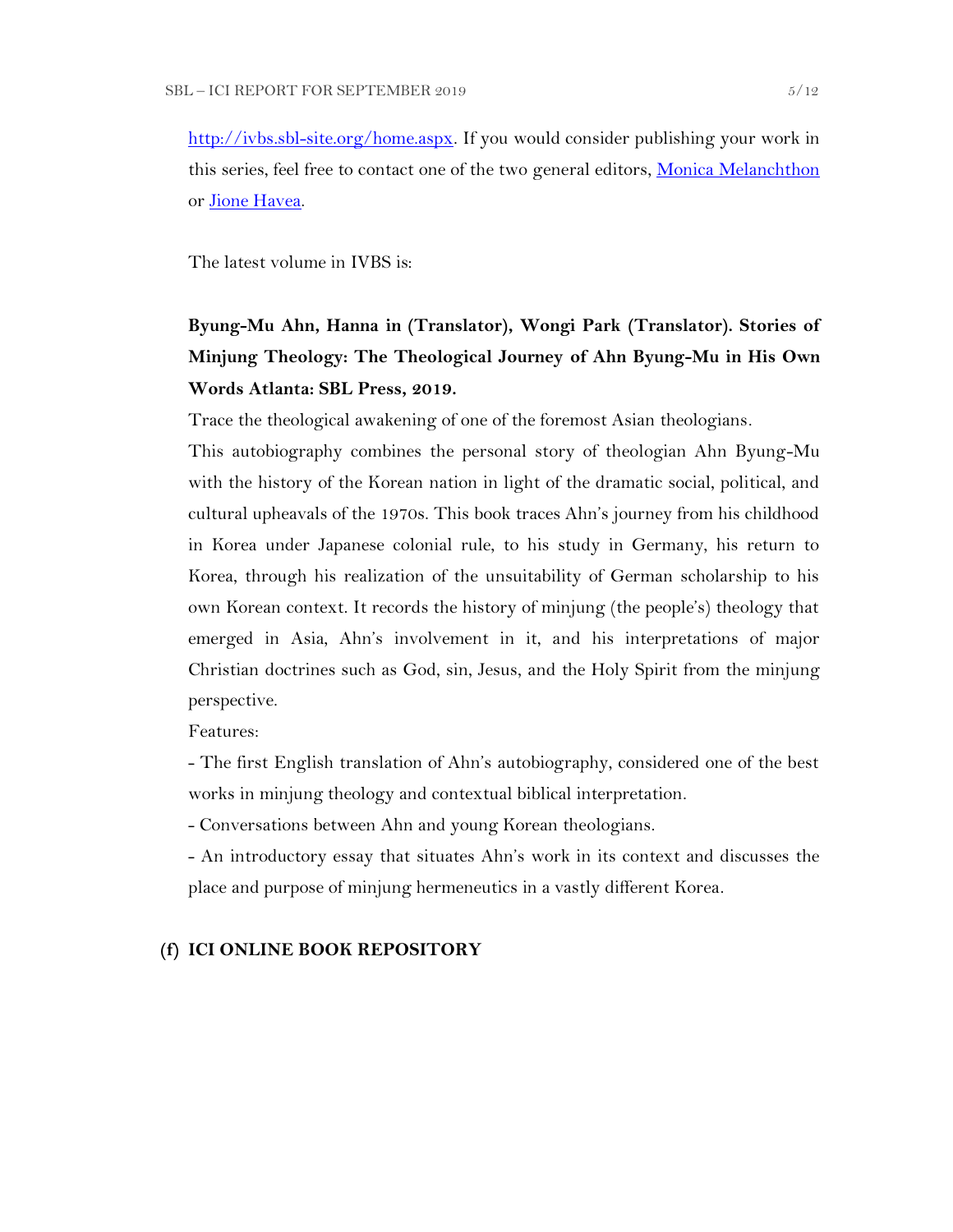[http://ivbs.sbl-site.org/home.aspx](http://ivbs.sbl-site.org/home.aspx). If you would consider publishing your work in this series, feel free to contact one of the two general editors, [Monica Melanchthon](#) or [Jione Havea](#).

The latest volume in IVBS is:

**Byung-Mu Ahn, Hanna in (Translator), Wongi Park (Translator). Stories of Minjung Theology: The Theological Journey of Ahn Byung-Mu in His Own Words Atlanta: SBL Press, 2019.**

Trace the theological awakening of one of the foremost Asian theologians.

This autobiography combines the personal story of theologian Ahn Byung-Mu with the history of the Korean nation in light of the dramatic social, political, and cultural upheavals of the 1970s. This book traces Ahn's journey from his childhood in Korea under Japanese colonial rule, to his study in Germany, his return to Korea, through his realization of the unsuitability of German scholarship to his own Korean context. It records the history of minjung (the people's) theology that emerged in Asia, Ahn's involvement in it, and his interpretations of major Christian doctrines such as God, sin, Jesus, and the Holy Spirit from the minjung perspective.

Features:

- The first English translation of Ahn's autobiography, considered one of the best works in minjung theology and contextual biblical interpretation.
- Conversations between Ahn and young Korean theologians.
- An introductory essay that situates Ahn's work in its context and discusses the place and purpose of minjung hermeneutics in a vastly different Korea.

## (f) ICI ONLINE BOOK REPOSITORY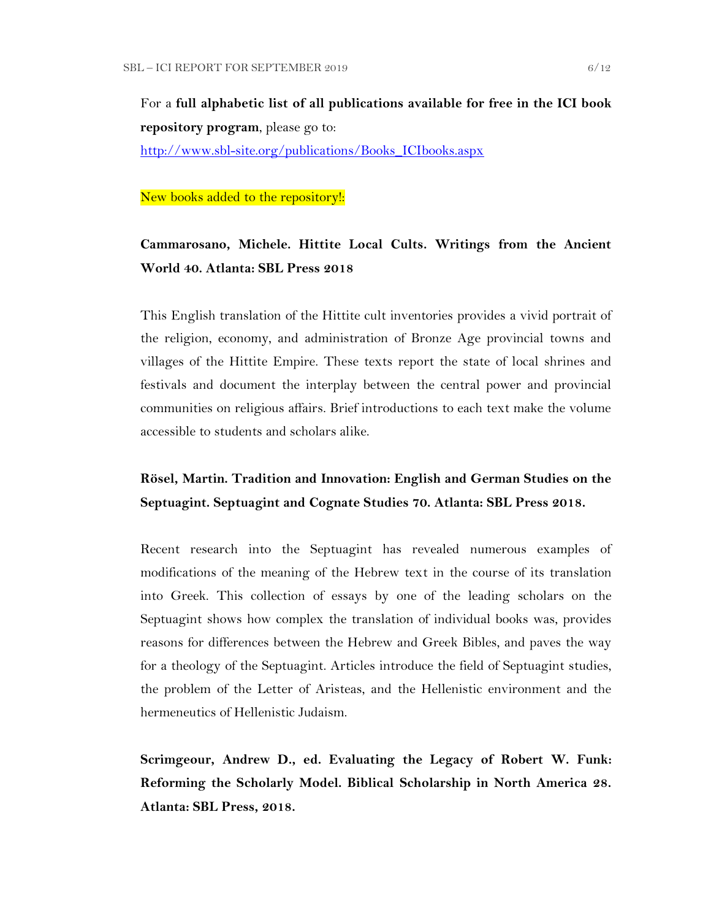For a **full alphabetic list of all publications available for free in the ICI book repository program**, please go to:

http://www.sbl-site.org/publications/Books_ICIbooks.aspx

New books added to the repository!:

**Cammarosano, Michele. Hittite Local Cults. Writings from the Ancient World 40. Atlanta: SBL Press 2018**

This English translation of the Hittite cult inventories provides a vivid portrait of the religion, economy, and administration of Bronze Age provincial towns and villages of the Hittite Empire. These texts report the state of local shrines and festivals and document the interplay between the central power and provincial communities on religious affairs. Brief introductions to each text make the volume accessible to students and scholars alike.

**Rösel, Martin. Tradition and Innovation: English and German Studies on the Septuagint. Septuagint and Cognate Studies 70. Atlanta: SBL Press 2018.**

Recent research into the Septuagint has revealed numerous examples of modifications of the meaning of the Hebrew text in the course of its translation into Greek. This collection of essays by one of the leading scholars on the Septuagint shows how complex the translation of individual books was, provides reasons for differences between the Hebrew and Greek Bibles, and paves the way for a theology of the Septuagint. Articles introduce the field of Septuagint studies, the problem of the Letter of Aristeas, and the Hellenistic environment and the hermeneutics of Hellenistic Judaism.

**Scrimgeour, Andrew D., ed. Evaluating the Legacy of Robert W. Funk: Reforming the Scholarly Model. Biblical Scholarship in North America 28. Atlanta: SBL Press, 2018.**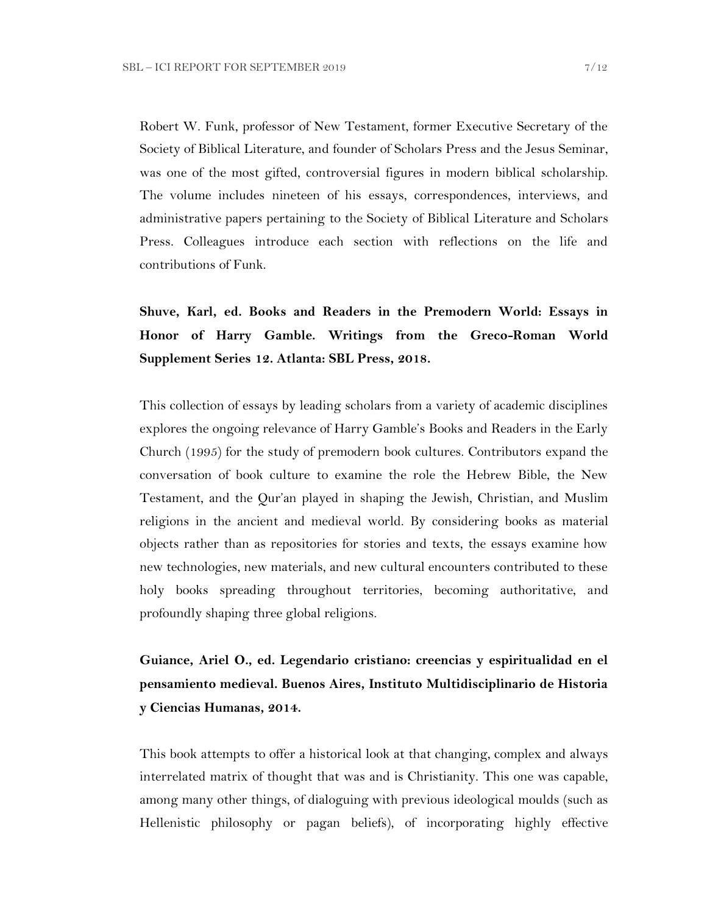Robert W. Funk, professor of New Testament, former Executive Secretary of the Society of Biblical Literature, and founder of Scholars Press and the Jesus Seminar, was one of the most gifted, controversial figures in modern biblical scholarship. The volume includes nineteen of his essays, correspondences, interviews, and administrative papers pertaining to the Society of Biblical Literature and Scholars Press. Colleagues introduce each section with reflections on the life and contributions of Funk.

**Shuve, Karl, ed. Books and Readers in the Premodern World: Essays in Honor of Harry Gamble. Writings from the Greco-Roman World Supplement Series 12. Atlanta: SBL Press, 2018.**

This collection of essays by leading scholars from a variety of academic disciplines explores the ongoing relevance of Harry Gamble's Books and Readers in the Early Church (1995) for the study of premodern book cultures. Contributors expand the conversation of book culture to examine the role the Hebrew Bible, the New Testament, and the Qur'an played in shaping the Jewish, Christian, and Muslim religions in the ancient and medieval world. By considering books as material objects rather than as repositories for stories and texts, the essays examine how new technologies, new materials, and new cultural encounters contributed to these holy books spreading throughout territories, becoming authoritative, and profoundly shaping three global religions.

**Guiance, Ariel O., ed. Legendario cristiano: creencias y espiritualidad en el pensamiento medieval. Buenos Aires, Instituto Multidisciplinario de Historia y Ciencias Humanas, 2014.**

This book attempts to offer a historical look at that changing, complex and always interrelated matrix of thought that was and is Christianity. This one was capable, among many other things, of dialoguing with previous ideological moulds (such as Hellenistic philosophy or pagan beliefs), of incorporating highly effective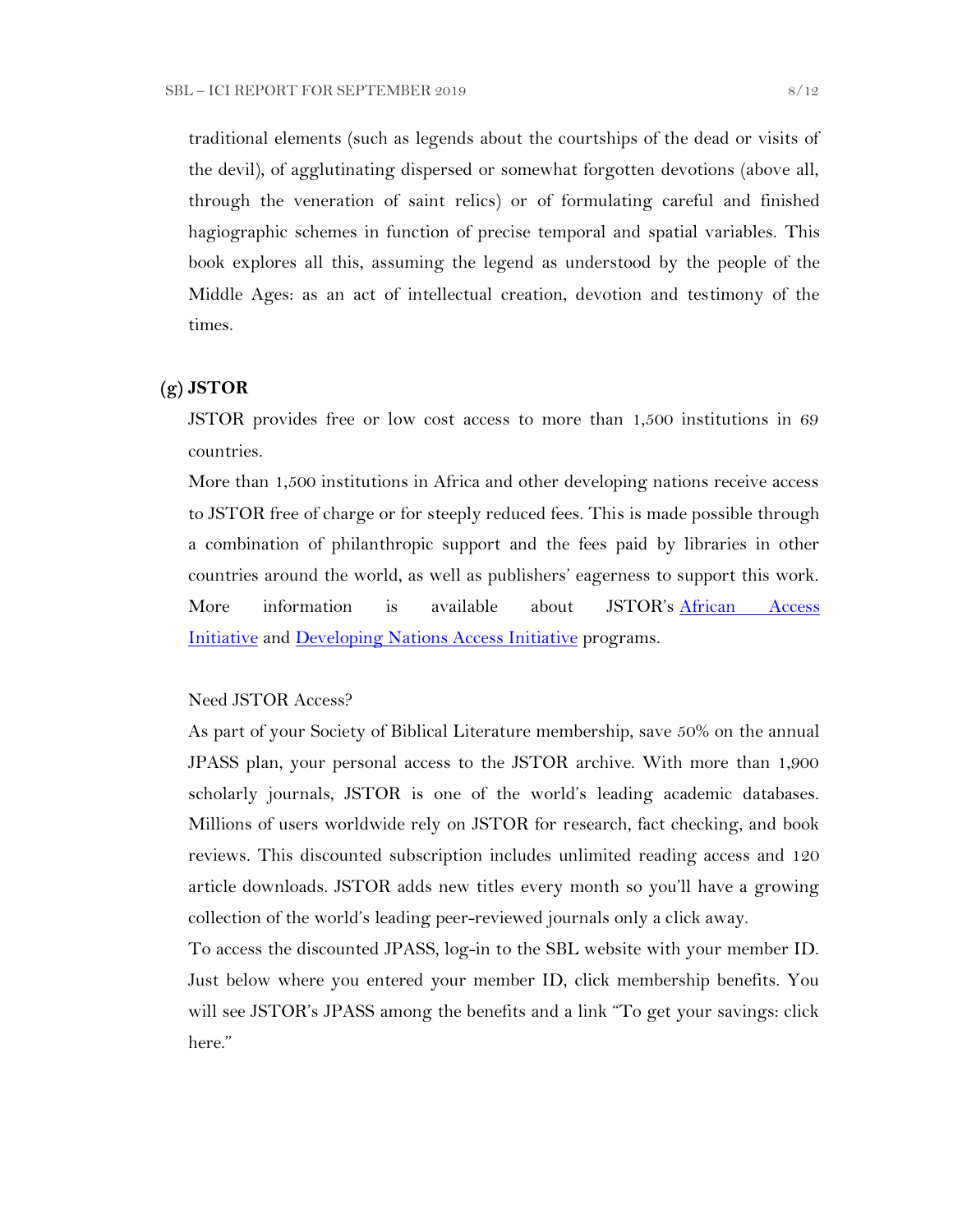traditional elements (such as legends about the courtships of the dead or visits of the devil), of agglutinating dispersed or somewhat forgotten devotions (above all, through the veneration of saint relics) or of formulating careful and finished hagiographic schemes in function of precise temporal and spatial variables. This book explores all this, assuming the legend as understood by the people of the Middle Ages: as an act of intellectual creation, devotion and testimony of the times.

### (g) JSTOR

JSTOR provides free or low cost access to more than 1,500 institutions in 69 countries.

More than 1,500 institutions in Africa and other developing nations receive access to JSTOR free of charge or for steeply reduced fees. This is made possible through a combination of philanthropic support and the fees paid by libraries in other countries around the world, as well as publishers' eagerness to support this work. More information is available about JSTOR's African Access Initiative and Developing Nations Access Initiative programs.

Need JSTOR Access?

As part of your Society of Biblical Literature membership, save 50% on the annual JPASS plan, your personal access to the JSTOR archive. With more than 1,900 scholarly journals, JSTOR is one of the world's leading academic databases. Millions of users worldwide rely on JSTOR for research, fact checking, and book reviews. This discounted subscription includes unlimited reading access and 120 article downloads. JSTOR adds new titles every month so you'll have a growing collection of the world's leading peer-reviewed journals only a click away.

To access the discounted JPASS, log-in to the SBL website with your member ID. Just below where you entered your member ID, click membership benefits. You will see JSTOR's JPASS among the benefits and a link "To get your savings: click here."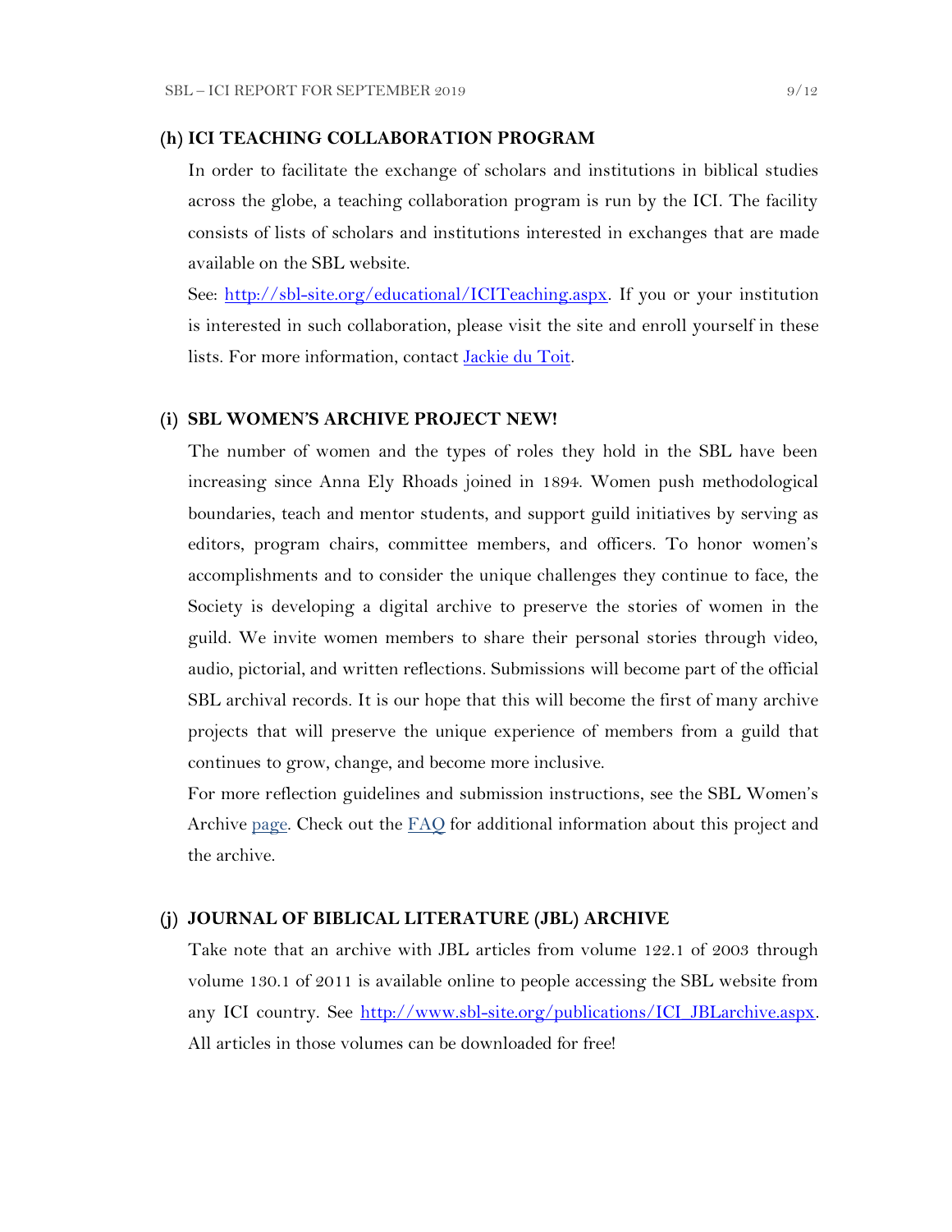### (h) ICI TEACHING COLLABORATION PROGRAM

In order to facilitate the exchange of scholars and institutions in biblical studies across the globe, a teaching collaboration program is run by the ICI. The facility consists of lists of scholars and institutions interested in exchanges that are made available on the SBL website.

See: [http://sbl-site.org/educational/ICITeaching.aspx](http://sbl-site.org/educational/ICITeaching.aspx). If you or your institution is interested in such collaboration, please visit the site and enroll yourself in these lists. For more information, contact Jackie du Toit.

### (i) SBL WOMEN'S ARCHIVE PROJECT NEW!

The number of women and the types of roles they hold in the SBL have been increasing since Anna Ely Rhoads joined in 1894. Women push methodological boundaries, teach and mentor students, and support guild initiatives by serving as editors, program chairs, committee members, and officers. To honor women's accomplishments and to consider the unique challenges they continue to face, the Society is developing a digital archive to preserve the stories of women in the guild. We invite women members to share their personal stories through video, audio, pictorial, and written reflections. Submissions will become part of the official SBL archival records. It is our hope that this will become the first of many archive projects that will preserve the unique experience of members from a guild that continues to grow, change, and become more inclusive.

For more reflection guidelines and submission instructions, see the SBL Women's Archive page. Check out the FAQ for additional information about this project and the archive.

### (j) JOURNAL OF BIBLICAL LITERATURE (JBL) ARCHIVE

Take note that an archive with JBL articles from volume 122.1 of 2003 through volume 130.1 of 2011 is available online to people accessing the SBL website from any ICI country. See [http://www.sbl-site.org/publications/ICI_JBLarchive.aspx](http://www.sbl-site.org/publications/ICI_JBLarchive.aspx). All articles in those volumes can be downloaded for free!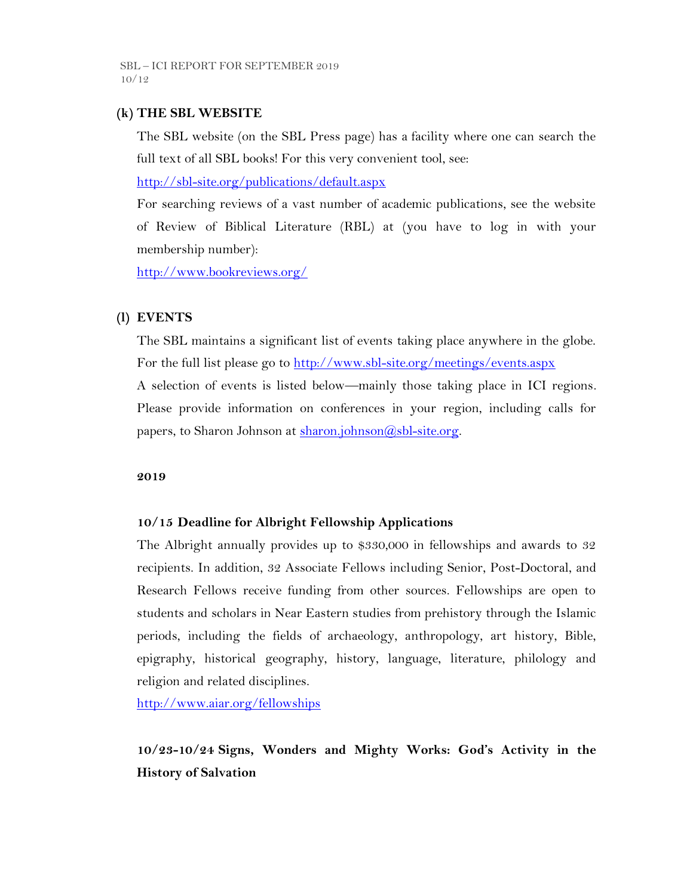## (k) THE SBL WEBSITE

The SBL website (on the SBL Press page) has a facility where one can search the full text of all SBL books! For this very convenient tool, see:

http://sbl-site.org/publications/default.aspx

For searching reviews of a vast number of academic publications, see the website of Review of Biblical Literature (RBL) at (you have to log in with your membership number):

http://www.bookreviews.org/

## (l) EVENTS

The SBL maintains a significant list of events taking place anywhere in the globe. For the full list please go to http://www.sbl-site.org/meetings/events.aspx

A selection of events is listed below—mainly those taking place in ICI regions. Please provide information on conferences in your region, including calls for papers, to Sharon Johnson at sharon.johnson@sbl-site.org.

**2019**

**10/15 Deadline for Albright Fellowship Applications**

The Albright annually provides up to $330,000 in fellowships and awards to 32 recipients. In addition, 32 Associate Fellows including Senior, Post-Doctoral, and Research Fellows receive funding from other sources. Fellowships are open to students and scholars in Near Eastern studies from prehistory through the Islamic periods, including the fields of archaeology, anthropology, art history, Bible, epigraphy, historical geography, history, language, literature, philology and religion and related disciplines.

http://www.aiar.org/fellowships

**10/23-10/24 Signs, Wonders and Mighty Works: God's Activity in the History of Salvation**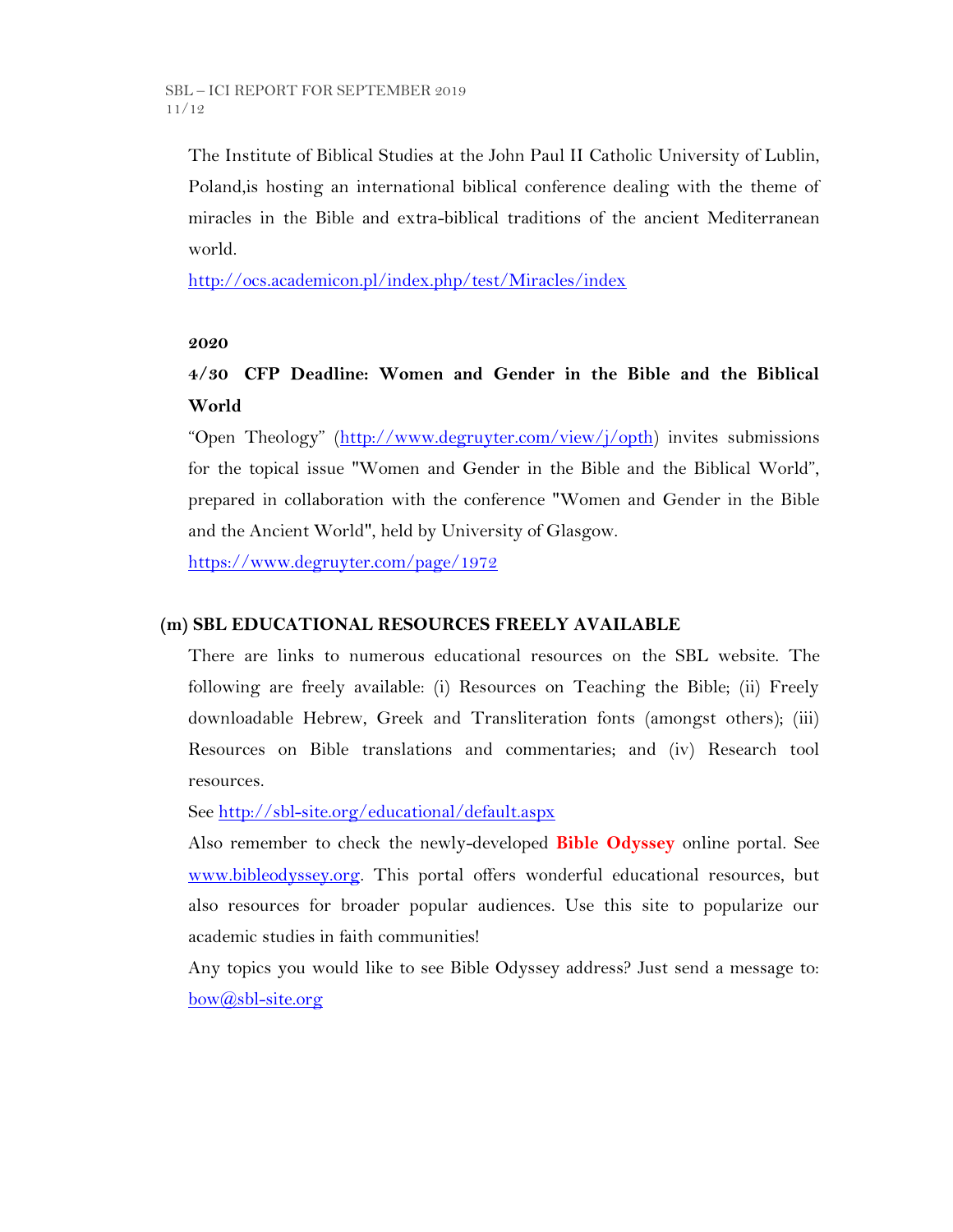The Institute of Biblical Studies at the John Paul II Catholic University of Lublin, Poland,is hosting an international biblical conference dealing with the theme of miracles in the Bible and extra-biblical traditions of the ancient Mediterranean world.

http://ocs.academicon.pl/index.php/test/Miracles/index

**2020**

**4/30 CFP Deadline: Women and Gender in the Bible and the Biblical World**

“Open Theology” (http://www.degruyter.com/view/j/opth) invites submissions for the topical issue "Women and Gender in the Bible and the Biblical World”, prepared in collaboration with the conference "Women and Gender in the Bible and the Ancient World", held by University of Glasgow.

https://www.degruyter.com/page/1972

### (m) SBL EDUCATIONAL RESOURCES FREELY AVAILABLE

There are links to numerous educational resources on the SBL website. The following are freely available: (i) Resources on Teaching the Bible; (ii) Freely downloadable Hebrew, Greek and Transliteration fonts (amongst others); (iii) Resources on Bible translations and commentaries; and (iv) Research tool resources.

See http://sbl-site.org/educational/default.aspx

Also remember to check the newly-developed **Bible Odyssey** online portal. See www.bibleodyssey.org. This portal offers wonderful educational resources, but also resources for broader popular audiences. Use this site to popularize our academic studies in faith communities!

Any topics you would like to see Bible Odyssey address? Just send a message to: bow@sbl-site.org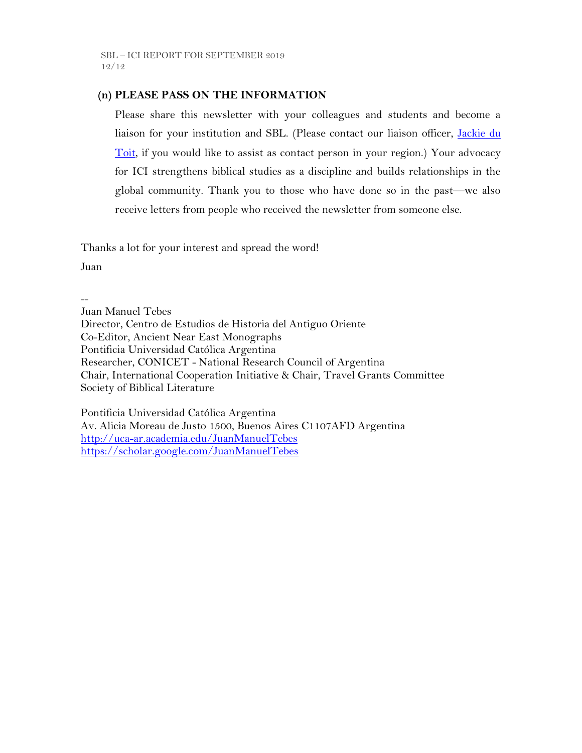## (n) PLEASE PASS ON THE INFORMATION

Please share this newsletter with your colleagues and students and become a liaison for your institution and SBL. (Please contact our liaison officer, [Jackie du Toit](), if you would like to assist as contact person in your region.) Your advocacy for ICI strengthens biblical studies as a discipline and builds relationships in the global community. Thank you to those who have done so in the past—we also receive letters from people who received the newsletter from someone else.

Thanks a lot for your interest and spread the word!

Juan

--

Juan Manuel Tebes
Director, Centro de Estudios de Historia del Antiguo Oriente
Co-Editor, Ancient Near East Monographs
Pontificia Universidad Católica Argentina
Researcher, CONICET - National Research Council of Argentina
Chair, International Cooperation Initiative & Chair, Travel Grants Committee
Society of Biblical Literature

Pontificia Universidad Católica Argentina
Av. Alicia Moreau de Justo 1500, Buenos Aires C1107AFD Argentina
http://uca-ar.academia.edu/JuanManuelTebes
https://scholar.google.com/JuanManuelTebes